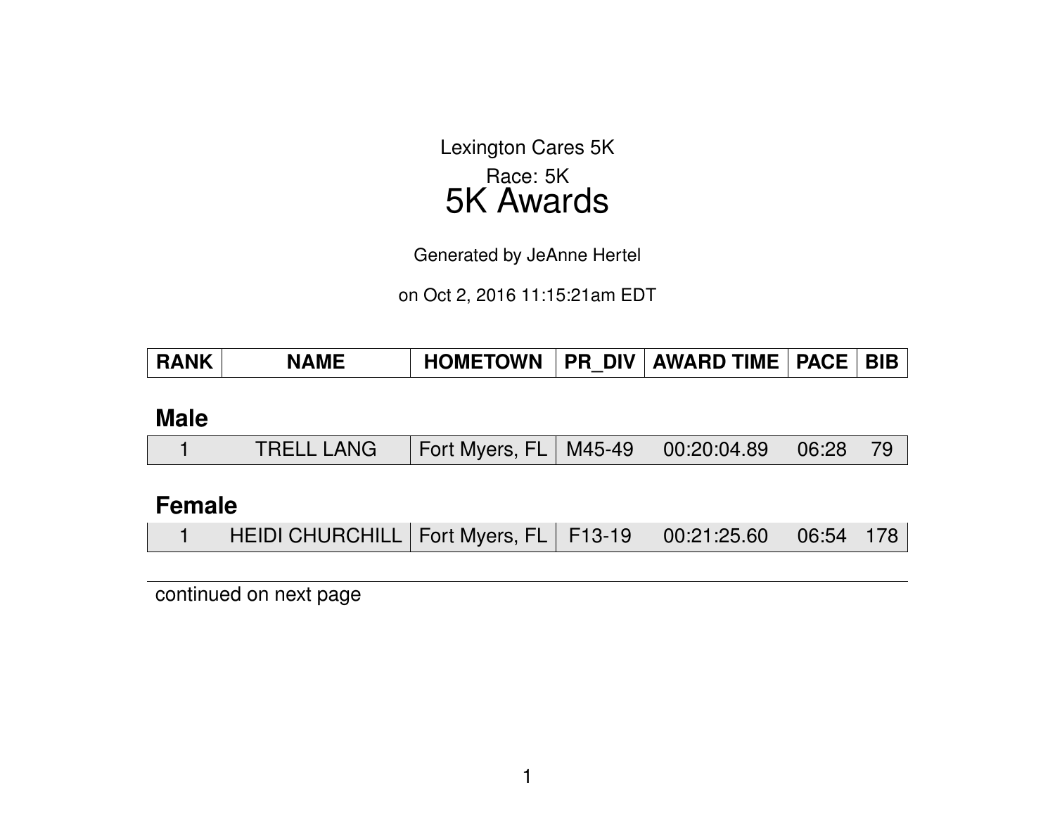Lexington Cares 5K

Race: 5K

# 5K Awards

Generated by JeAnne Hertel

on Oct 2, 2016 11:15:21am EDT

| RANK | NAME | HOMETOWN | PR_DIV | AWARD TIME | PACE | BIB |
|---|---|---|---|---|---|---|
| **Male** | | | | | | |
| 1 | TRELL LANG | Fort Myers, FL | M45-49 | 00:20:04.89 | 06:28 | 79 |
| **Female** | | | | | | |
| 1 | HEIDI CHURCHILL | Fort Myers, FL | F13-19 | 00:21:25.60 | 06:54 | 178 |

continued on next page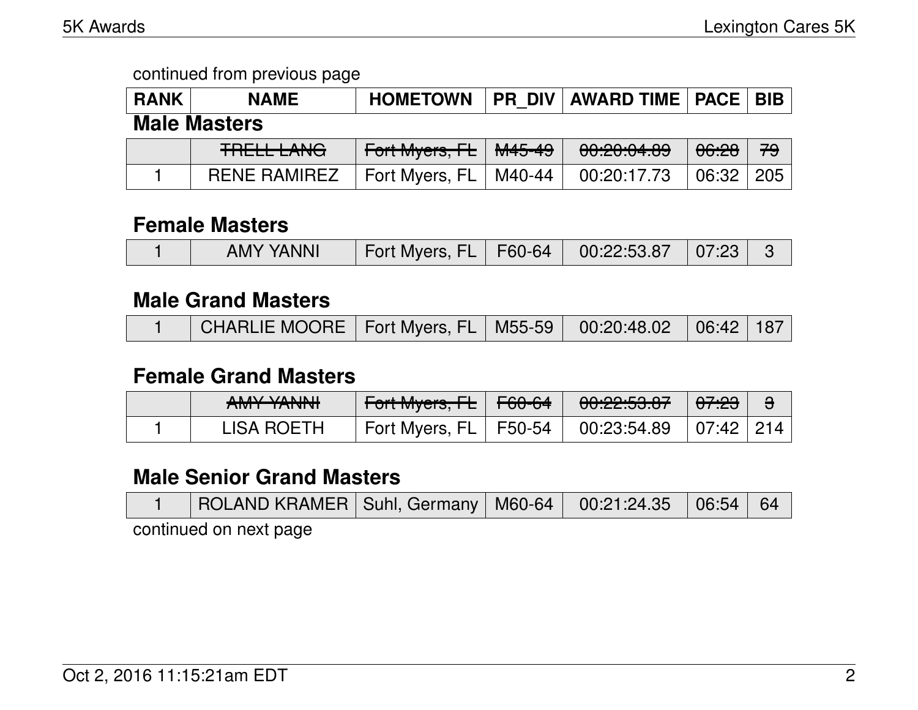continued from previous page

| RANK | NAME | HOMETOWN | PR_DIV | AWARD TIME | PACE | BIB |
|---|---|---|---|---|---|---|

### Male Masters

| RANK | NAME | HOMETOWN | PR_DIV | AWARD TIME | PACE | BIB |
|---|---|---|---|---|---|---|
| | ~~TRELL LANG~~ | ~~Fort Myers, FL~~ | ~~M45-49~~ | ~~00:20:04.89~~ | ~~06:28~~ | ~~79~~ |
| 1 | RENE RAMIREZ | Fort Myers, FL | M40-44 | 00:20:17.73 | 06:32 | 205 |

### Female Masters

| RANK | NAME | HOMETOWN | PR_DIV | AWARD TIME | PACE | BIB |
|---|---|---|---|---|---|---|
| 1 | AMY YANNI | Fort Myers, FL | F60-64 | 00:22:53.87 | 07:23 | 3 |

### Male Grand Masters

| RANK | NAME | HOMETOWN | PR_DIV | AWARD TIME | PACE | BIB |
|---|---|---|---|---|---|---|
| 1 | CHARLIE MOORE | Fort Myers, FL | M55-59 | 00:20:48.02 | 06:42 | 187 |

### Female Grand Masters

| RANK | NAME | HOMETOWN | PR_DIV | AWARD TIME | PACE | BIB |
|---|---|---|---|---|---|---|
| | ~~AMY YANNI~~ | ~~Fort Myers, FL~~ | ~~F60-64~~ | ~~00:22:53.87~~ | ~~07:23~~ | ~~3~~ |
| 1 | LISA ROETH | Fort Myers, FL | F50-54 | 00:23:54.89 | 07:42 | 214 |

### Male Senior Grand Masters

| RANK | NAME | HOMETOWN | PR_DIV | AWARD TIME | PACE | BIB |
|---|---|---|---|---|---|---|
| 1 | ROLAND KRAMER | Suhl, Germany | M60-64 | 00:21:24.35 | 06:54 | 64 |

continued on next page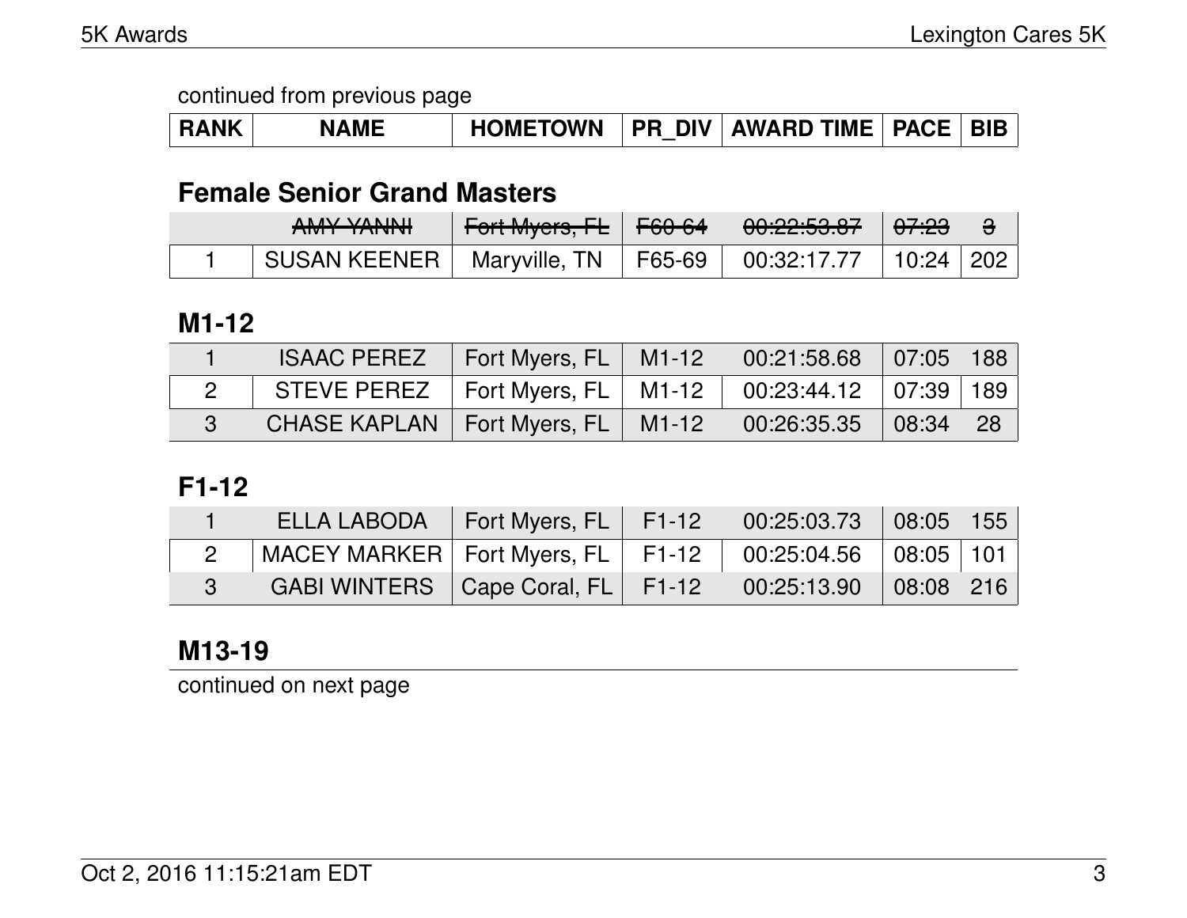continued from previous page

| RANK | NAME | HOMETOWN | PR_DIV | AWARD TIME | PACE | BIB |
|---|---|---|---|---|---|---|

## Female Senior Grand Masters

| RANK | NAME | HOMETOWN | PR_DIV | AWARD TIME | PACE | BIB |
|---|---|---|---|---|---|---|
| | ~~AMY YANNI~~ | ~~Fort Myers, FL~~ | ~~F60-64~~ | ~~00:22:53.87~~ | ~~07:23~~ | ~~3~~ |
| 1 | SUSAN KEENER | Maryville, TN | F65-69 | 00:32:17.77 | 10:24 | 202 |

## M1-12

| RANK | NAME | HOMETOWN | PR_DIV | AWARD TIME | PACE | BIB |
|---|---|---|---|---|---|---|
| 1 | ISAAC PEREZ | Fort Myers, FL | M1-12 | 00:21:58.68 | 07:05 | 188 |
| 2 | STEVE PEREZ | Fort Myers, FL | M1-12 | 00:23:44.12 | 07:39 | 189 |
| 3 | CHASE KAPLAN | Fort Myers, FL | M1-12 | 00:26:35.35 | 08:34 | 28 |

## F1-12

| RANK | NAME | HOMETOWN | PR_DIV | AWARD TIME | PACE | BIB |
|---|---|---|---|---|---|---|
| 1 | ELLA LABODA | Fort Myers, FL | F1-12 | 00:25:03.73 | 08:05 | 155 |
| 2 | MACEY MARKER | Fort Myers, FL | F1-12 | 00:25:04.56 | 08:05 | 101 |
| 3 | GABI WINTERS | Cape Coral, FL | F1-12 | 00:25:13.90 | 08:08 | 216 |

## M13-19

continued on next page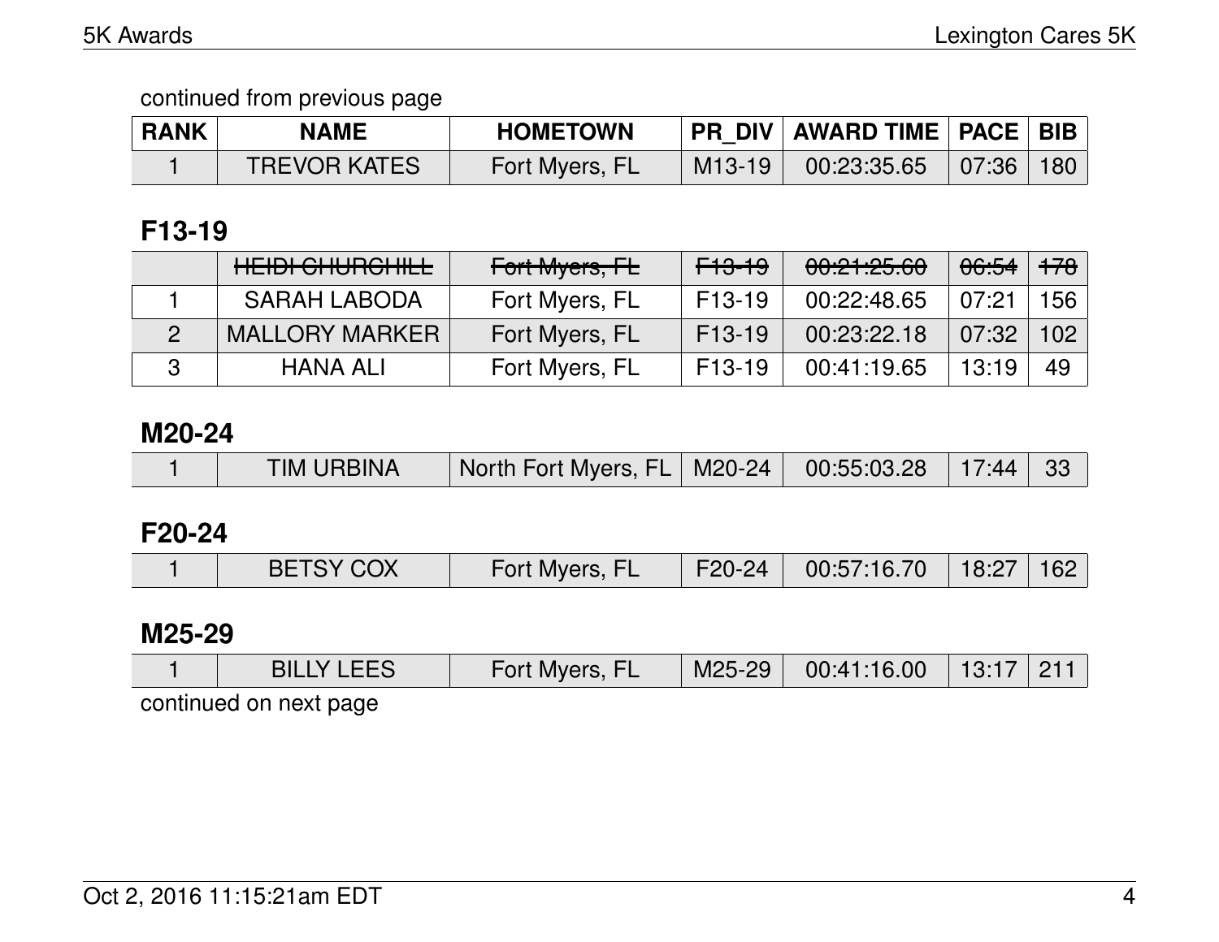continued from previous page

| RANK | NAME | HOMETOWN | PR_DIV | AWARD TIME | PACE | BIB |
|---|---|---|---|---|---|---|
| 1 | TREVOR KATES | Fort Myers, FL | M13-19 | 00:23:35.65 | 07:36 | 180 |

## F13-19

| RANK | NAME | HOMETOWN | PR_DIV | AWARD TIME | PACE | BIB |
|---|---|---|---|---|---|---|
| | ~~HEIDI CHURCHILL~~ | ~~Fort Myers, FL~~ | ~~F13-19~~ | ~~00:21:25.60~~ | ~~06:54~~ | ~~178~~ |
| 1 | SARAH LABODA | Fort Myers, FL | F13-19 | 00:22:48.65 | 07:21 | 156 |
| 2 | MALLORY MARKER | Fort Myers, FL | F13-19 | 00:23:22.18 | 07:32 | 102 |
| 3 | HANA ALI | Fort Myers, FL | F13-19 | 00:41:19.65 | 13:19 | 49 |

## M20-24

| RANK | NAME | HOMETOWN | PR_DIV | AWARD TIME | PACE | BIB |
|---|---|---|---|---|---|---|
| 1 | TIM URBINA | North Fort Myers, FL | M20-24 | 00:55:03.28 | 17:44 | 33 |

## F20-24

| RANK | NAME | HOMETOWN | PR_DIV | AWARD TIME | PACE | BIB |
|---|---|---|---|---|---|---|
| 1 | BETSY COX | Fort Myers, FL | F20-24 | 00:57:16.70 | 18:27 | 162 |

## M25-29

| RANK | NAME | HOMETOWN | PR_DIV | AWARD TIME | PACE | BIB |
|---|---|---|---|---|---|---|
| 1 | BILLY LEES | Fort Myers, FL | M25-29 | 00:41:16.00 | 13:17 | 211 |

continued on next page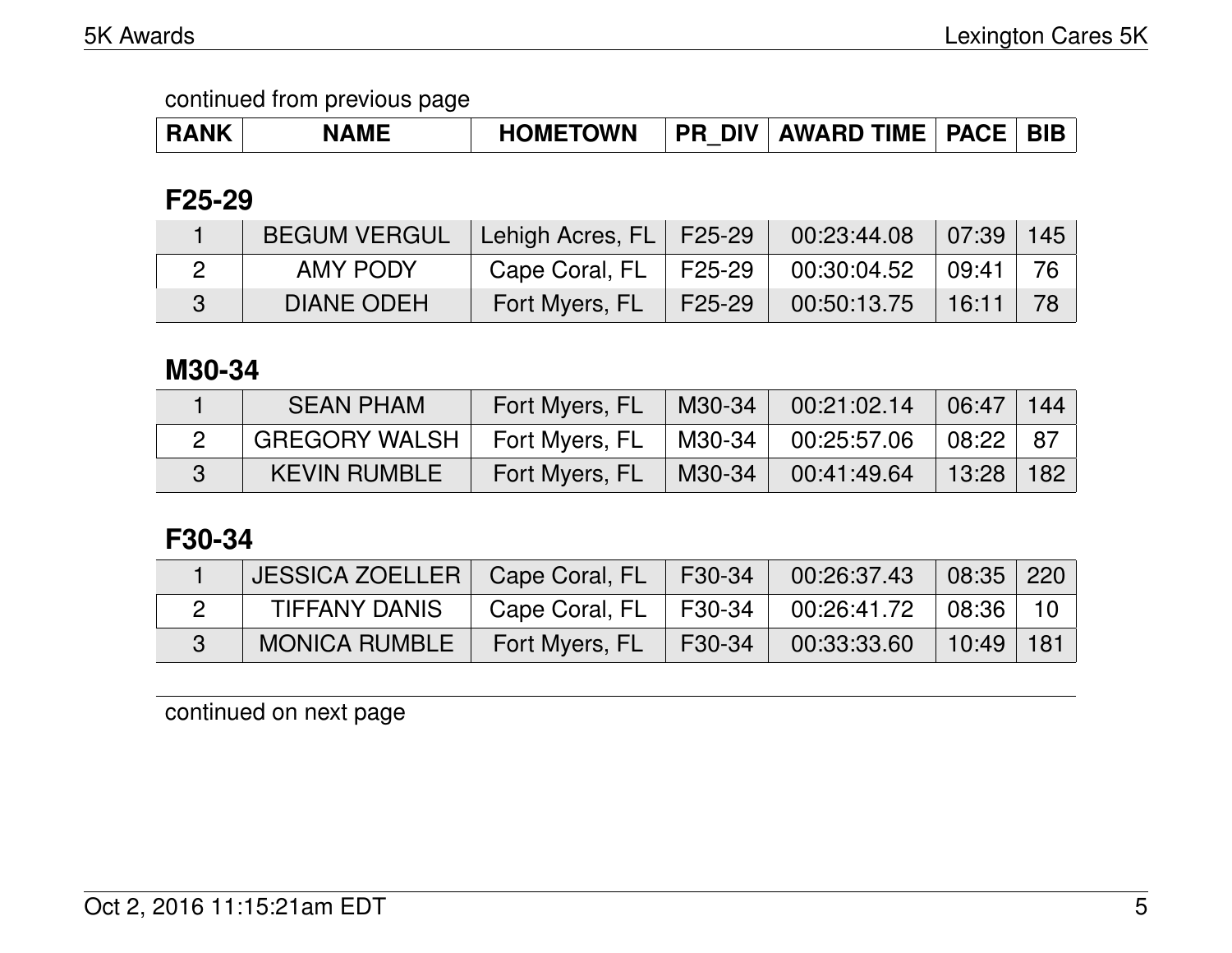continued from previous page

| RANK | NAME | HOMETOWN | PR_DIV | AWARD TIME | PACE | BIB |
|---|---|---|---|---|---|---|

## F25-29

| RANK | NAME | HOMETOWN | PR_DIV | AWARD TIME | PACE | BIB |
|---|---|---|---|---|---|---|
| 1 | BEGUM VERGUL | Lehigh Acres, FL | F25-29 | 00:23:44.08 | 07:39 | 145 |
| 2 | AMY PODY | Cape Coral, FL | F25-29 | 00:30:04.52 | 09:41 | 76 |
| 3 | DIANE ODEH | Fort Myers, FL | F25-29 | 00:50:13.75 | 16:11 | 78 |

## M30-34

| RANK | NAME | HOMETOWN | PR_DIV | AWARD TIME | PACE | BIB |
|---|---|---|---|---|---|---|
| 1 | SEAN PHAM | Fort Myers, FL | M30-34 | 00:21:02.14 | 06:47 | 144 |
| 2 | GREGORY WALSH | Fort Myers, FL | M30-34 | 00:25:57.06 | 08:22 | 87 |
| 3 | KEVIN RUMBLE | Fort Myers, FL | M30-34 | 00:41:49.64 | 13:28 | 182 |

## F30-34

| RANK | NAME | HOMETOWN | PR_DIV | AWARD TIME | PACE | BIB |
|---|---|---|---|---|---|---|
| 1 | JESSICA ZOELLER | Cape Coral, FL | F30-34 | 00:26:37.43 | 08:35 | 220 |
| 2 | TIFFANY DANIS | Cape Coral, FL | F30-34 | 00:26:41.72 | 08:36 | 10 |
| 3 | MONICA RUMBLE | Fort Myers, FL | F30-34 | 00:33:33.60 | 10:49 | 181 |

continued on next page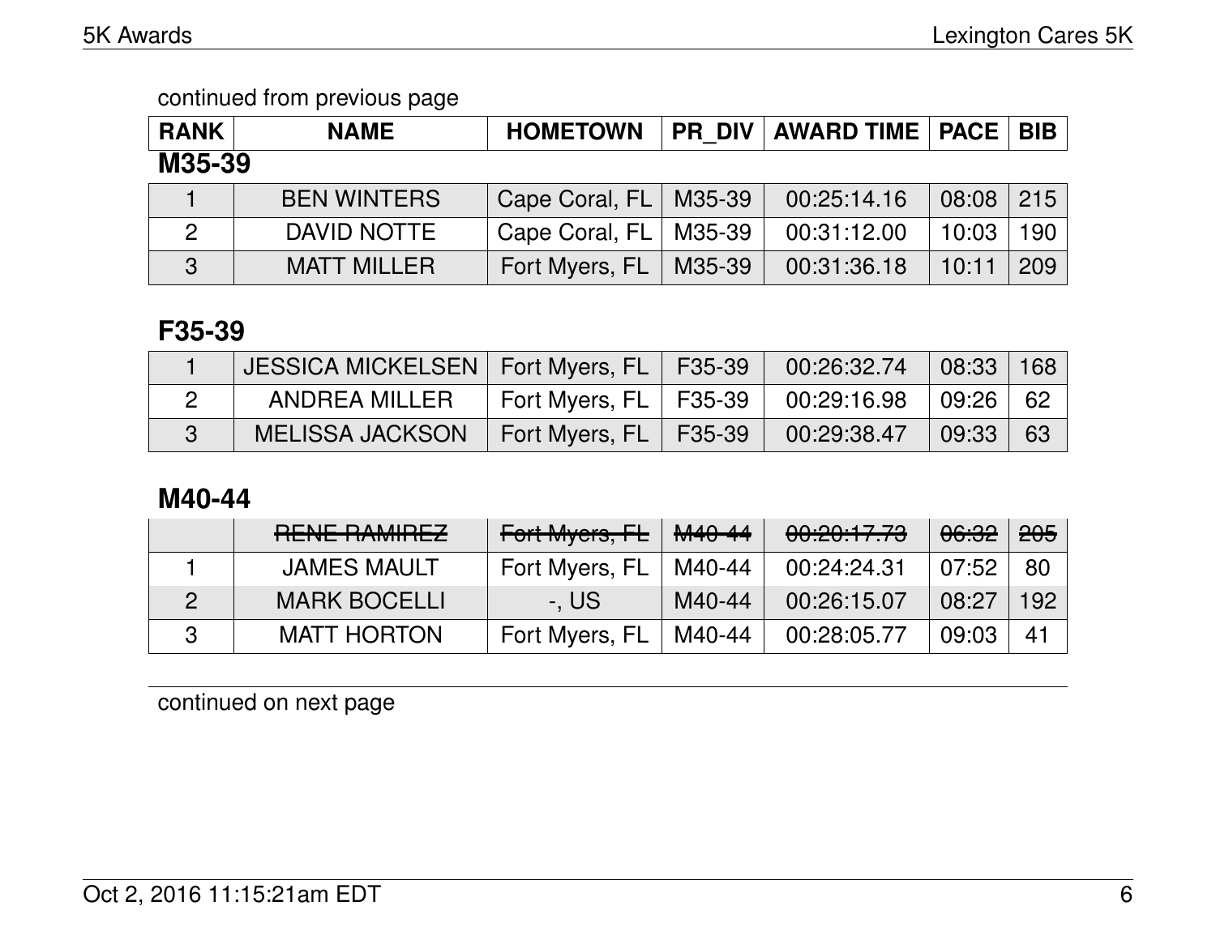continued from previous page

| RANK | NAME | HOMETOWN | PR_DIV | AWARD TIME | PACE | BIB |
|---|---|---|---|---|---|---|

## M35-39

| RANK | NAME | HOMETOWN | PR_DIV | AWARD TIME | PACE | BIB |
|---|---|---|---|---|---|---|
| 1 | BEN WINTERS | Cape Coral, FL | M35-39 | 00:25:14.16 | 08:08 | 215 |
| 2 | DAVID NOTTE | Cape Coral, FL | M35-39 | 00:31:12.00 | 10:03 | 190 |
| 3 | MATT MILLER | Fort Myers, FL | M35-39 | 00:31:36.18 | 10:11 | 209 |

## F35-39

| RANK | NAME | HOMETOWN | PR_DIV | AWARD TIME | PACE | BIB |
|---|---|---|---|---|---|---|
| 1 | JESSICA MICKELSEN | Fort Myers, FL | F35-39 | 00:26:32.74 | 08:33 | 168 |
| 2 | ANDREA MILLER | Fort Myers, FL | F35-39 | 00:29:16.98 | 09:26 | 62 |
| 3 | MELISSA JACKSON | Fort Myers, FL | F35-39 | 00:29:38.47 | 09:33 | 63 |

## M40-44

| RANK | NAME | HOMETOWN | PR_DIV | AWARD TIME | PACE | BIB |
|---|---|---|---|---|---|---|
| | ~~RENE RAMIREZ~~ | ~~Fort Myers, FL~~ | ~~M40-44~~ | ~~00:20:17.73~~ | ~~06:32~~ | ~~205~~ |
| 1 | JAMES MAULT | Fort Myers, FL | M40-44 | 00:24:24.31 | 07:52 | 80 |
| 2 | MARK BOCELLI | -, US | M40-44 | 00:26:15.07 | 08:27 | 192 |
| 3 | MATT HORTON | Fort Myers, FL | M40-44 | 00:28:05.77 | 09:03 | 41 |

continued on next page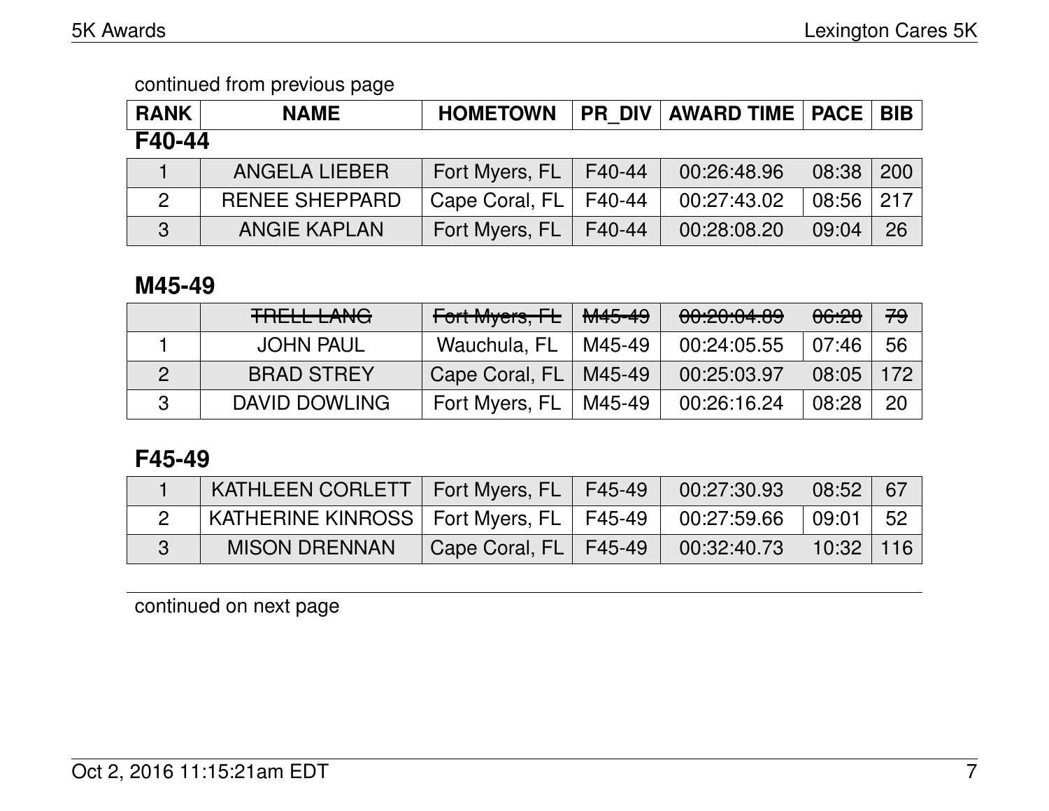continued from previous page

## F40-44

| RANK | NAME | HOMETOWN | PR_DIV | AWARD TIME | PACE | BIB |
|---|---|---|---|---|---|---|
| 1 | ANGELA LIEBER | Fort Myers, FL | F40-44 | 00:26:48.96 | 08:38 | 200 |
| 2 | RENEE SHEPPARD | Cape Coral, FL | F40-44 | 00:27:43.02 | 08:56 | 217 |
| 3 | ANGIE KAPLAN | Fort Myers, FL | F40-44 | 00:28:08.20 | 09:04 | 26 |

## M45-49

| RANK | NAME | HOMETOWN | PR_DIV | AWARD TIME | PACE | BIB |
|---|---|---|---|---|---|---|
| | ~~TRELL LANG~~ | ~~Fort Myers, FL~~ | ~~M45-49~~ | ~~00:20:04.89~~ | ~~06:28~~ | ~~79~~ |
| 1 | JOHN PAUL | Wauchula, FL | M45-49 | 00:24:05.55 | 07:46 | 56 |
| 2 | BRAD STREY | Cape Coral, FL | M45-49 | 00:25:03.97 | 08:05 | 172 |
| 3 | DAVID DOWLING | Fort Myers, FL | M45-49 | 00:26:16.24 | 08:28 | 20 |

## F45-49

| RANK | NAME | HOMETOWN | PR_DIV | AWARD TIME | PACE | BIB |
|---|---|---|---|---|---|---|
| 1 | KATHLEEN CORLETT | Fort Myers, FL | F45-49 | 00:27:30.93 | 08:52 | 67 |
| 2 | KATHERINE KINROSS | Fort Myers, FL | F45-49 | 00:27:59.66 | 09:01 | 52 |
| 3 | MISON DRENNAN | Cape Coral, FL | F45-49 | 00:32:40.73 | 10:32 | 116 |

continued on next page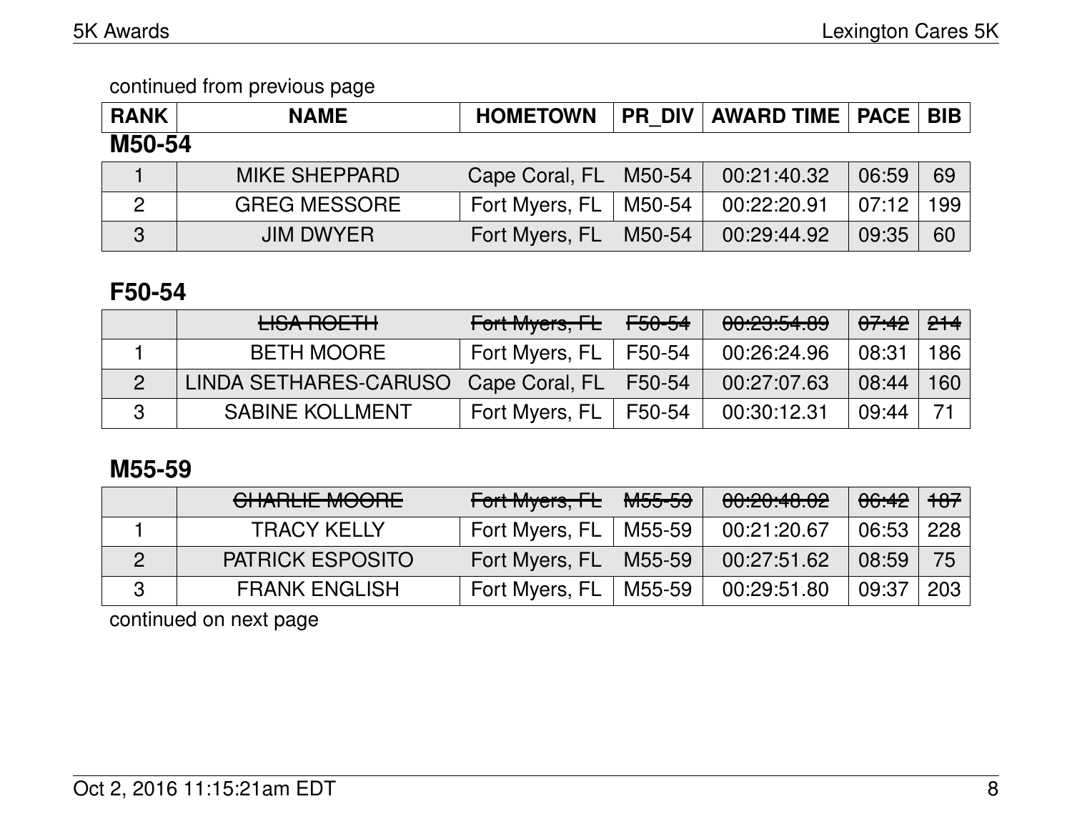continued from previous page

| RANK | NAME | HOMETOWN | PR_DIV | AWARD TIME | PACE | BIB |
|---|---|---|---|---|---|---|

### M50-54

| RANK | NAME | HOMETOWN | PR_DIV | AWARD TIME | PACE | BIB |
|---|---|---|---|---|---|---|
| 1 | MIKE SHEPPARD | Cape Coral, FL | M50-54 | 00:21:40.32 | 06:59 | 69 |
| 2 | GREG MESSORE | Fort Myers, FL | M50-54 | 00:22:20.91 | 07:12 | 199 |
| 3 | JIM DWYER | Fort Myers, FL | M50-54 | 00:29:44.92 | 09:35 | 60 |

### F50-54

| RANK | NAME | HOMETOWN | PR_DIV | AWARD TIME | PACE | BIB |
|---|---|---|---|---|---|---|
| | ~~LISA ROETH~~ | ~~Fort Myers, FL~~ | ~~F50-54~~ | ~~00:23:54.89~~ | ~~07:42~~ | ~~214~~ |
| 1 | BETH MOORE | Fort Myers, FL | F50-54 | 00:26:24.96 | 08:31 | 186 |
| 2 | LINDA SETHARES-CARUSO | Cape Coral, FL | F50-54 | 00:27:07.63 | 08:44 | 160 |
| 3 | SABINE KOLLMENT | Fort Myers, FL | F50-54 | 00:30:12.31 | 09:44 | 71 |

### M55-59

| RANK | NAME | HOMETOWN | PR_DIV | AWARD TIME | PACE | BIB |
|---|---|---|---|---|---|---|
| | ~~CHARLIE MOORE~~ | ~~Fort Myers, FL~~ | ~~M55-59~~ | ~~00:20:48.02~~ | ~~06:42~~ | ~~187~~ |
| 1 | TRACY KELLY | Fort Myers, FL | M55-59 | 00:21:20.67 | 06:53 | 228 |
| 2 | PATRICK ESPOSITO | Fort Myers, FL | M55-59 | 00:27:51.62 | 08:59 | 75 |
| 3 | FRANK ENGLISH | Fort Myers, FL | M55-59 | 00:29:51.80 | 09:37 | 203 |

continued on next page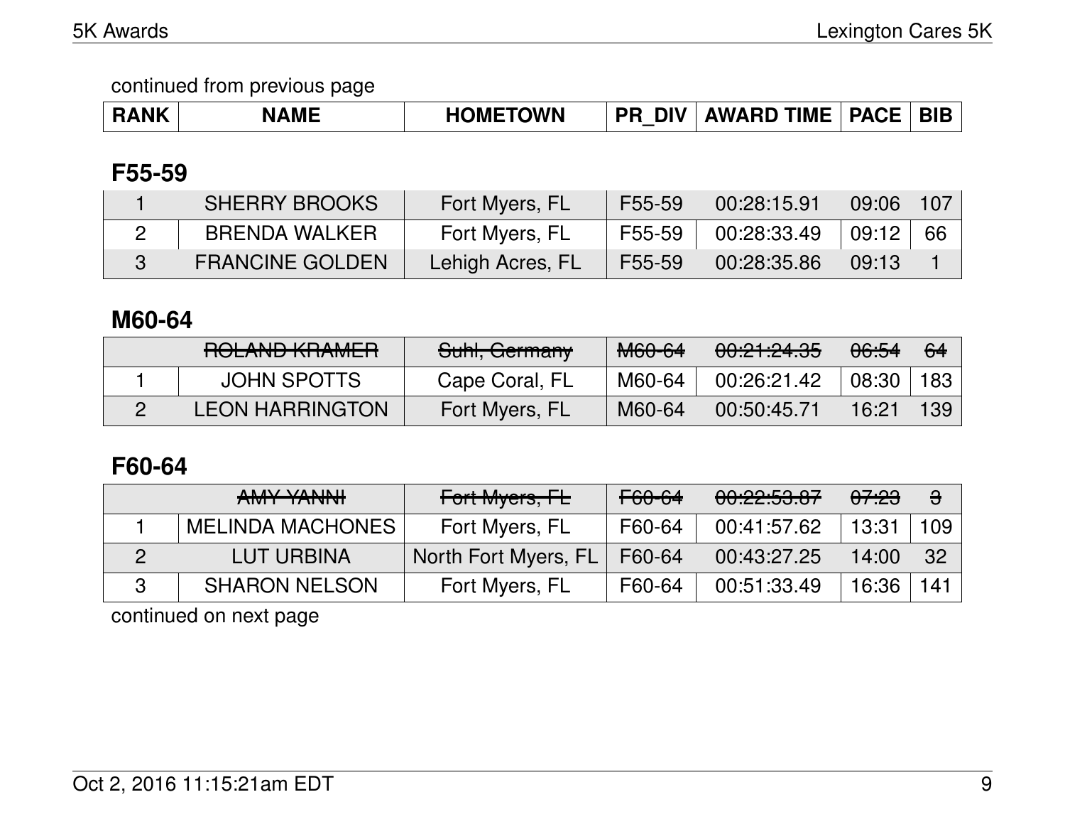continued from previous page

| RANK | NAME | HOMETOWN | PR_DIV | AWARD TIME | PACE | BIB |
|---|---|---|---|---|---|---|

## F55-59

| RANK | NAME | HOMETOWN | PR_DIV | AWARD TIME | PACE | BIB |
|---|---|---|---|---|---|---|
| 1 | SHERRY BROOKS | Fort Myers, FL | F55-59 | 00:28:15.91 | 09:06 | 107 |
| 2 | BRENDA WALKER | Fort Myers, FL | F55-59 | 00:28:33.49 | 09:12 | 66 |
| 3 | FRANCINE GOLDEN | Lehigh Acres, FL | F55-59 | 00:28:35.86 | 09:13 | 1 |

## M60-64

| RANK | NAME | HOMETOWN | PR_DIV | AWARD TIME | PACE | BIB |
|---|---|---|---|---|---|---|
| | ~~ROLAND KRAMER~~ | ~~Suhl, Germany~~ | ~~M60-64~~ | ~~00:21:24.35~~ | ~~06:54~~ | ~~64~~ |
| 1 | JOHN SPOTTS | Cape Coral, FL | M60-64 | 00:26:21.42 | 08:30 | 183 |
| 2 | LEON HARRINGTON | Fort Myers, FL | M60-64 | 00:50:45.71 | 16:21 | 139 |

## F60-64

| RANK | NAME | HOMETOWN | PR_DIV | AWARD TIME | PACE | BIB |
|---|---|---|---|---|---|---|
| | ~~AMY YANNI~~ | ~~Fort Myers, FL~~ | ~~F60-64~~ | ~~00:22:53.87~~ | ~~07:23~~ | ~~3~~ |
| 1 | MELINDA MACHONES | Fort Myers, FL | F60-64 | 00:41:57.62 | 13:31 | 109 |
| 2 | LUT URBINA | North Fort Myers, FL | F60-64 | 00:43:27.25 | 14:00 | 32 |
| 3 | SHARON NELSON | Fort Myers, FL | F60-64 | 00:51:33.49 | 16:36 | 141 |

continued on next page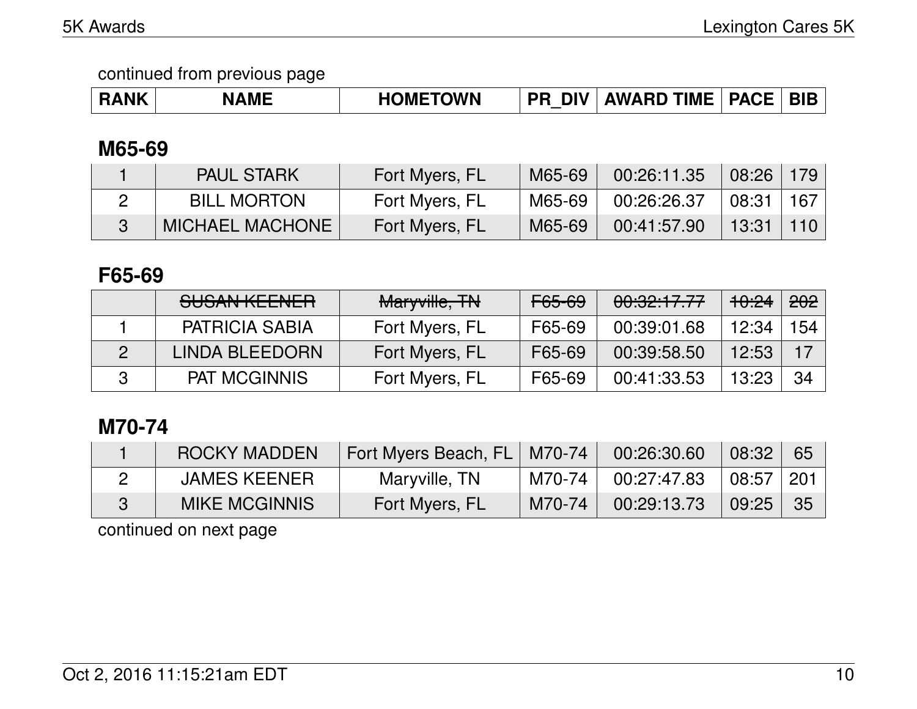continued from previous page

| RANK | NAME | HOMETOWN | PR_DIV | AWARD TIME | PACE | BIB |
|---|---|---|---|---|---|---|

## M65-69

| RANK | NAME | HOMETOWN | PR_DIV | AWARD TIME | PACE | BIB |
|---|---|---|---|---|---|---|
| 1 | PAUL STARK | Fort Myers, FL | M65-69 | 00:26:11.35 | 08:26 | 179 |
| 2 | BILL MORTON | Fort Myers, FL | M65-69 | 00:26:26.37 | 08:31 | 167 |
| 3 | MICHAEL MACHONE | Fort Myers, FL | M65-69 | 00:41:57.90 | 13:31 | 110 |

## F65-69

| RANK | NAME | HOMETOWN | PR_DIV | AWARD TIME | PACE | BIB |
|---|---|---|---|---|---|---|
| | ~~SUSAN KEENER~~ | ~~Maryville, TN~~ | ~~F65-69~~ | ~~00:32:17.77~~ | ~~10:24~~ | ~~202~~ |
| 1 | PATRICIA SABIA | Fort Myers, FL | F65-69 | 00:39:01.68 | 12:34 | 154 |
| 2 | LINDA BLEEDORN | Fort Myers, FL | F65-69 | 00:39:58.50 | 12:53 | 17 |
| 3 | PAT MCGINNIS | Fort Myers, FL | F65-69 | 00:41:33.53 | 13:23 | 34 |

## M70-74

| RANK | NAME | HOMETOWN | PR_DIV | AWARD TIME | PACE | BIB |
|---|---|---|---|---|---|---|
| 1 | ROCKY MADDEN | Fort Myers Beach, FL | M70-74 | 00:26:30.60 | 08:32 | 65 |
| 2 | JAMES KEENER | Maryville, TN | M70-74 | 00:27:47.83 | 08:57 | 201 |
| 3 | MIKE MCGINNIS | Fort Myers, FL | M70-74 | 00:29:13.73 | 09:25 | 35 |

continued on next page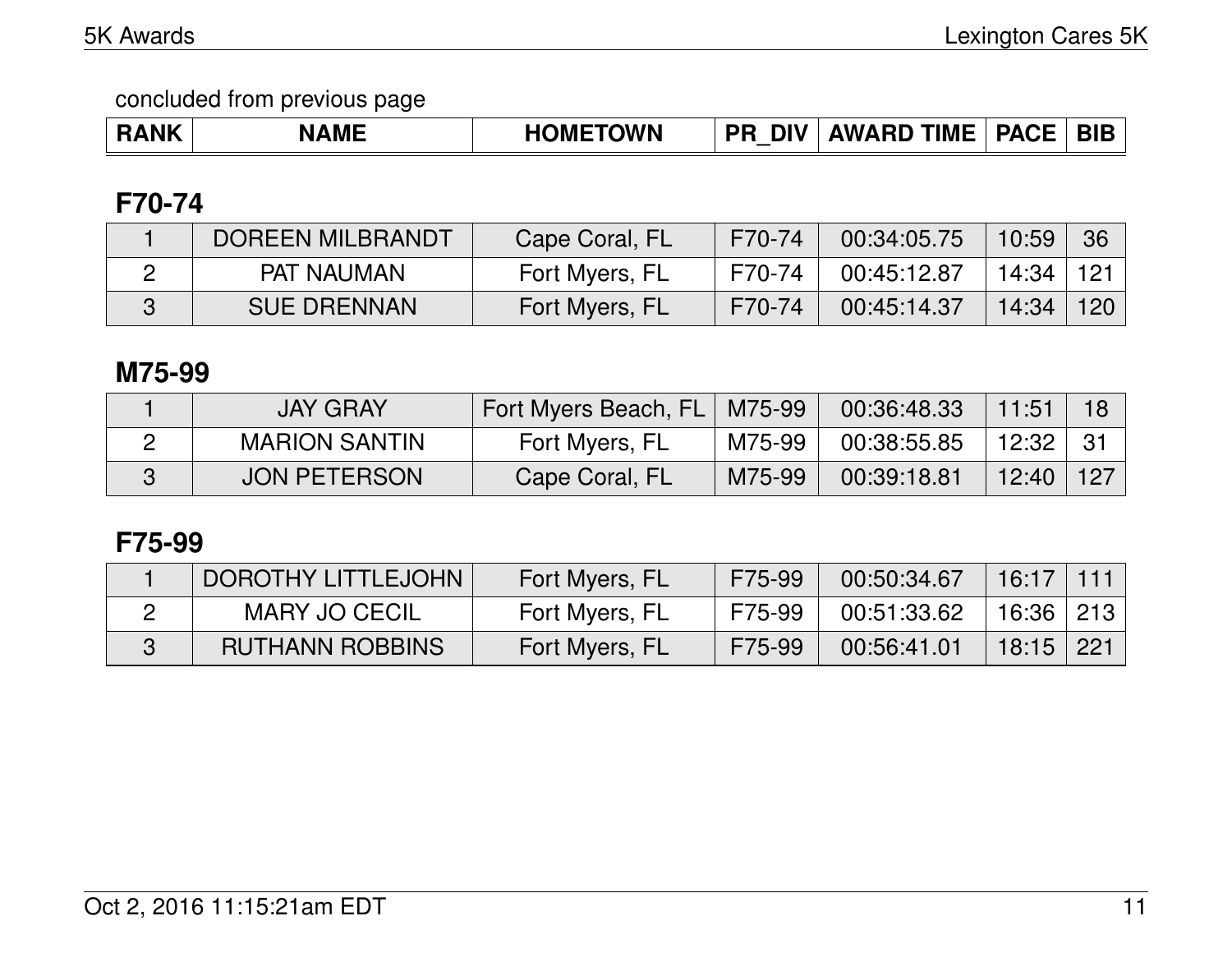concluded from previous page

| RANK | NAME | HOMETOWN | PR_DIV | AWARD TIME | PACE | BIB |
|---|---|---|---|---|---|---|

### F70-74

| | | | | | | |
|---|---|---|---|---|---|---|
| 1 | DOREEN MILBRANDT | Cape Coral, FL | F70-74 | 00:34:05.75 | 10:59 | 36 |
| 2 | PAT NAUMAN | Fort Myers, FL | F70-74 | 00:45:12.87 | 14:34 | 121 |
| 3 | SUE DRENNAN | Fort Myers, FL | F70-74 | 00:45:14.37 | 14:34 | 120 |

### M75-99

| | | | | | | |
|---|---|---|---|---|---|---|
| 1 | JAY GRAY | Fort Myers Beach, FL | M75-99 | 00:36:48.33 | 11:51 | 18 |
| 2 | MARION SANTIN | Fort Myers, FL | M75-99 | 00:38:55.85 | 12:32 | 31 |
| 3 | JON PETERSON | Cape Coral, FL | M75-99 | 00:39:18.81 | 12:40 | 127 |

### F75-99

| | | | | | | |
|---|---|---|---|---|---|---|
| 1 | DOROTHY LITTLEJOHN | Fort Myers, FL | F75-99 | 00:50:34.67 | 16:17 | 111 |
| 2 | MARY JO CECIL | Fort Myers, FL | F75-99 | 00:51:33.62 | 16:36 | 213 |
| 3 | RUTHANN ROBBINS | Fort Myers, FL | F75-99 | 00:56:41.01 | 18:15 | 221 |